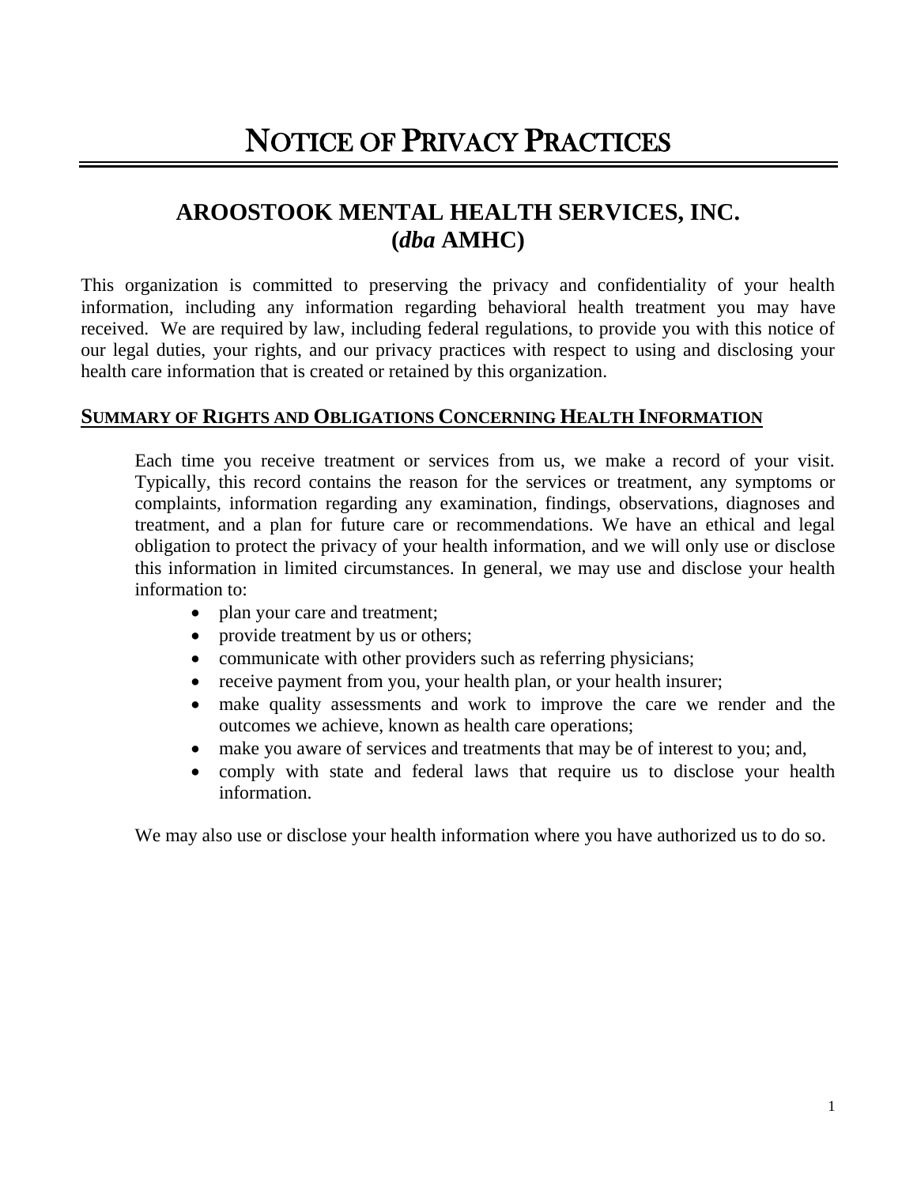# NOTICE OF PRIVACY PRACTICES

## AROOSTOOK MENTAL HEALTH SERVICES, INC. (*dba* AMHC)

This organization is committed to preserving the privacy and confidentiality of your health information, including any information regarding behavioral health treatment you may have received. We are required by law, including federal regulations, to provide you with this notice of our legal duties, your rights, and our privacy practices with respect to using and disclosing your health care information that is created or retained by this organization.

### SUMMARY OF RIGHTS AND OBLIGATIONS CONCERNING HEALTH INFORMATION

Each time you receive treatment or services from us, we make a record of your visit. Typically, this record contains the reason for the services or treatment, any symptoms or complaints, information regarding any examination, findings, observations, diagnoses and treatment, and a plan for future care or recommendations. We have an ethical and legal obligation to protect the privacy of your health information, and we will only use or disclose this information in limited circumstances. In general, we may use and disclose your health information to:

- plan your care and treatment;
- provide treatment by us or others;
- communicate with other providers such as referring physicians;
- receive payment from you, your health plan, or your health insurer;
- make quality assessments and work to improve the care we render and the outcomes we achieve, known as health care operations;
- make you aware of services and treatments that may be of interest to you; and,
- comply with state and federal laws that require us to disclose your health information.

We may also use or disclose your health information where you have authorized us to do so.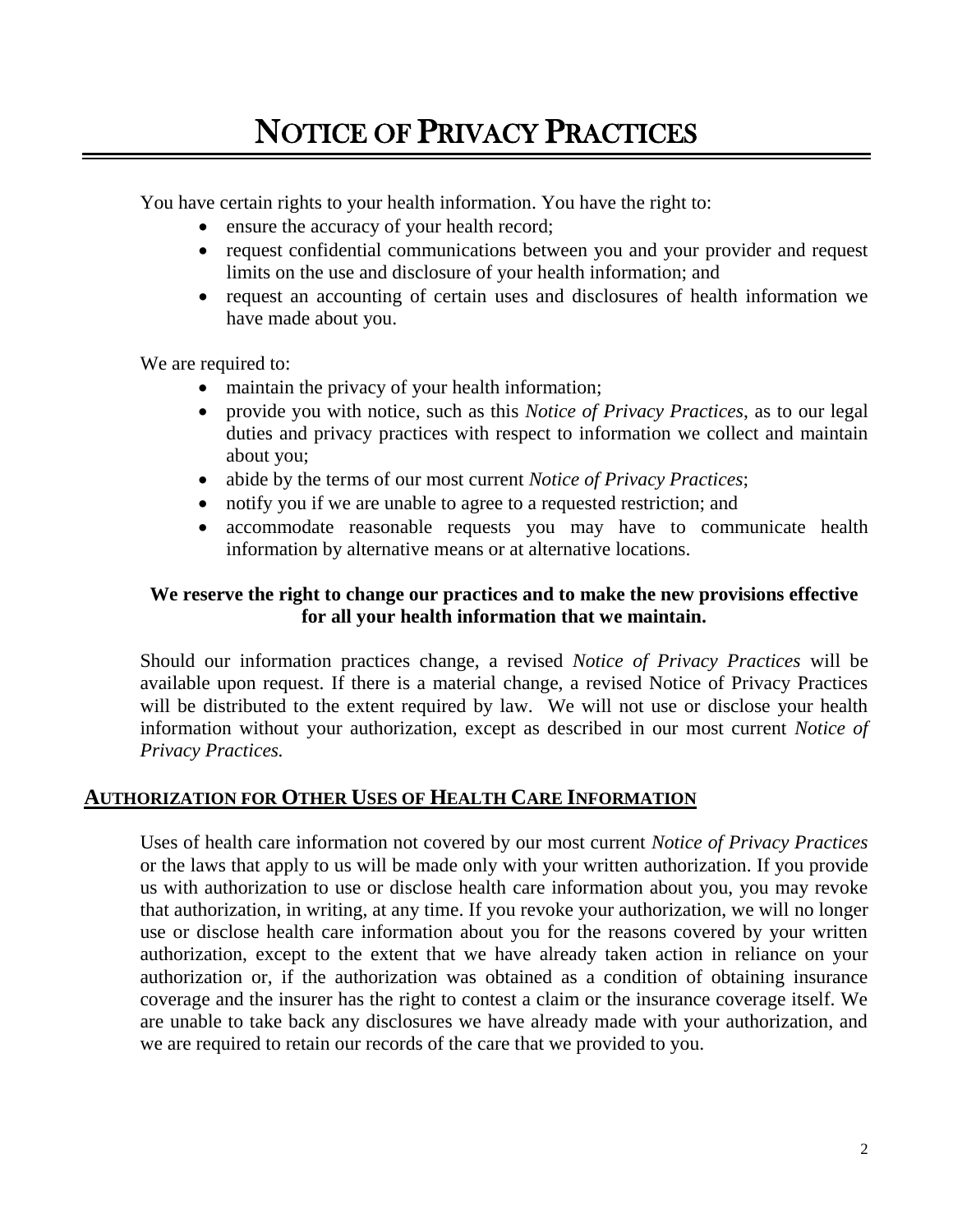# NOTICE OF PRIVACY PRACTICES

You have certain rights to your health information. You have the right to:

- ensure the accuracy of your health record;
- request confidential communications between you and your provider and request limits on the use and disclosure of your health information; and
- request an accounting of certain uses and disclosures of health information we have made about you.

We are required to:

- maintain the privacy of your health information;
- provide you with notice, such as this *Notice of Privacy Practices*, as to our legal duties and privacy practices with respect to information we collect and maintain about you;
- abide by the terms of our most current *Notice of Privacy Practices*;
- notify you if we are unable to agree to a requested restriction; and
- accommodate reasonable requests you may have to communicate health information by alternative means or at alternative locations.

**We reserve the right to change our practices and to make the new provisions effective for all your health information that we maintain.**

Should our information practices change, a revised *Notice of Privacy Practices* will be available upon request. If there is a material change, a revised Notice of Privacy Practices will be distributed to the extent required by law. We will not use or disclose your health information without your authorization, except as described in our most current *Notice of Privacy Practices.*

## AUTHORIZATION FOR OTHER USES OF HEALTH CARE INFORMATION

Uses of health care information not covered by our most current *Notice of Privacy Practices* or the laws that apply to us will be made only with your written authorization. If you provide us with authorization to use or disclose health care information about you, you may revoke that authorization, in writing, at any time. If you revoke your authorization, we will no longer use or disclose health care information about you for the reasons covered by your written authorization, except to the extent that we have already taken action in reliance on your authorization or, if the authorization was obtained as a condition of obtaining insurance coverage and the insurer has the right to contest a claim or the insurance coverage itself. We are unable to take back any disclosures we have already made with your authorization, and we are required to retain our records of the care that we provided to you.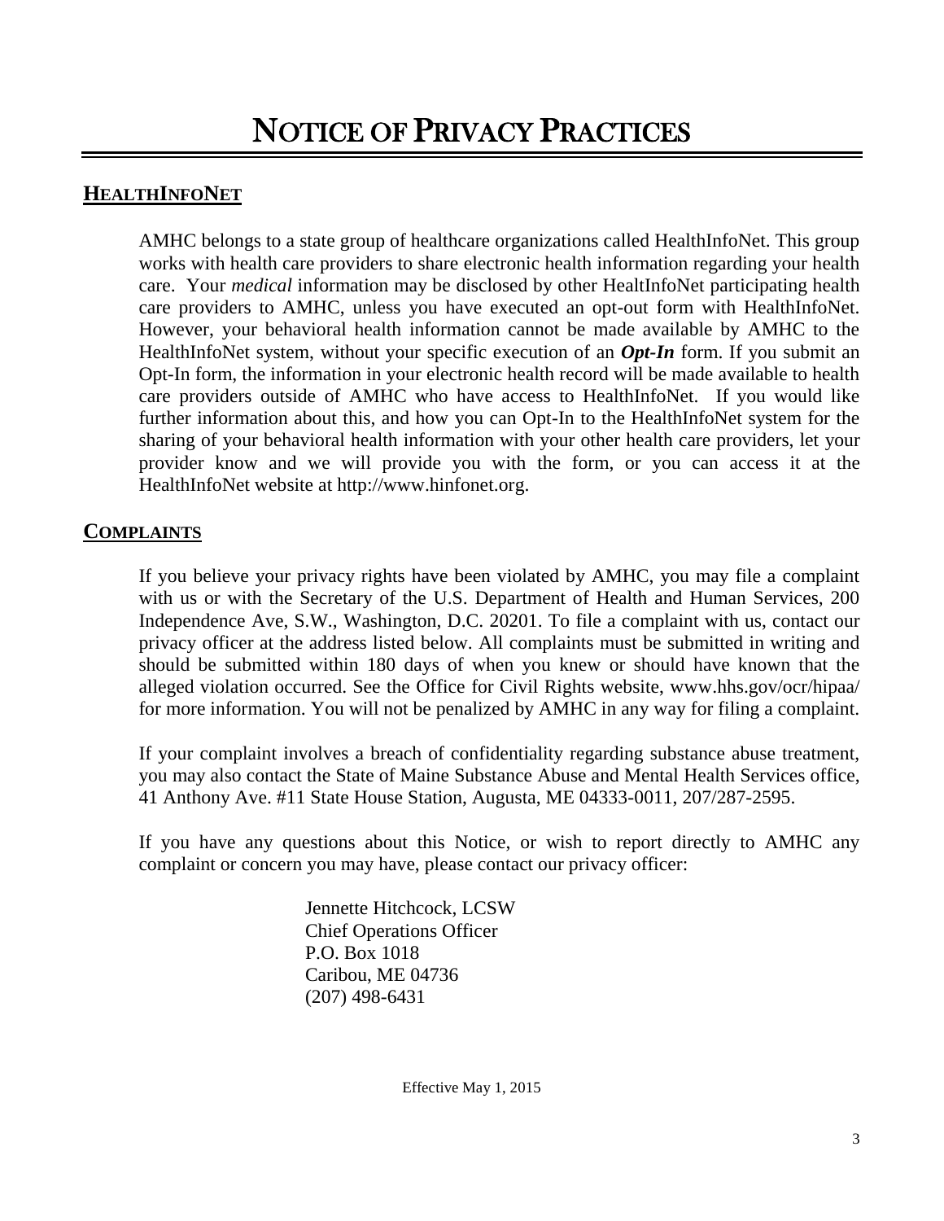# NOTICE OF PRIVACY PRACTICES

## HEALTHINFONET

AMHC belongs to a state group of healthcare organizations called HealthInfoNet. This group works with health care providers to share electronic health information regarding your health care. Your *medical* information may be disclosed by other HealtInfoNet participating health care providers to AMHC, unless you have executed an opt-out form with HealthInfoNet. However, your behavioral health information cannot be made available by AMHC to the HealthInfoNet system, without your specific execution of an ***Opt-In*** form. If you submit an Opt-In form, the information in your electronic health record will be made available to health care providers outside of AMHC who have access to HealthInfoNet. If you would like further information about this, and how you can Opt-In to the HealthInfoNet system for the sharing of your behavioral health information with your other health care providers, let your provider know and we will provide you with the form, or you can access it at the HealthInfoNet website at http://www.hinfonet.org.

## COMPLAINTS

If you believe your privacy rights have been violated by AMHC, you may file a complaint with us or with the Secretary of the U.S. Department of Health and Human Services, 200 Independence Ave, S.W., Washington, D.C. 20201. To file a complaint with us, contact our privacy officer at the address listed below. All complaints must be submitted in writing and should be submitted within 180 days of when you knew or should have known that the alleged violation occurred. See the Office for Civil Rights website, www.hhs.gov/ocr/hipaa/ for more information. You will not be penalized by AMHC in any way for filing a complaint.

If your complaint involves a breach of confidentiality regarding substance abuse treatment, you may also contact the State of Maine Substance Abuse and Mental Health Services office, 41 Anthony Ave. #11 State House Station, Augusta, ME 04333-0011, 207/287-2595.

If you have any questions about this Notice, or wish to report directly to AMHC any complaint or concern you may have, please contact our privacy officer:

Jennette Hitchcock, LCSW
Chief Operations Officer
P.O. Box 1018
Caribou, ME 04736
(207) 498-6431

Effective May 1, 2015